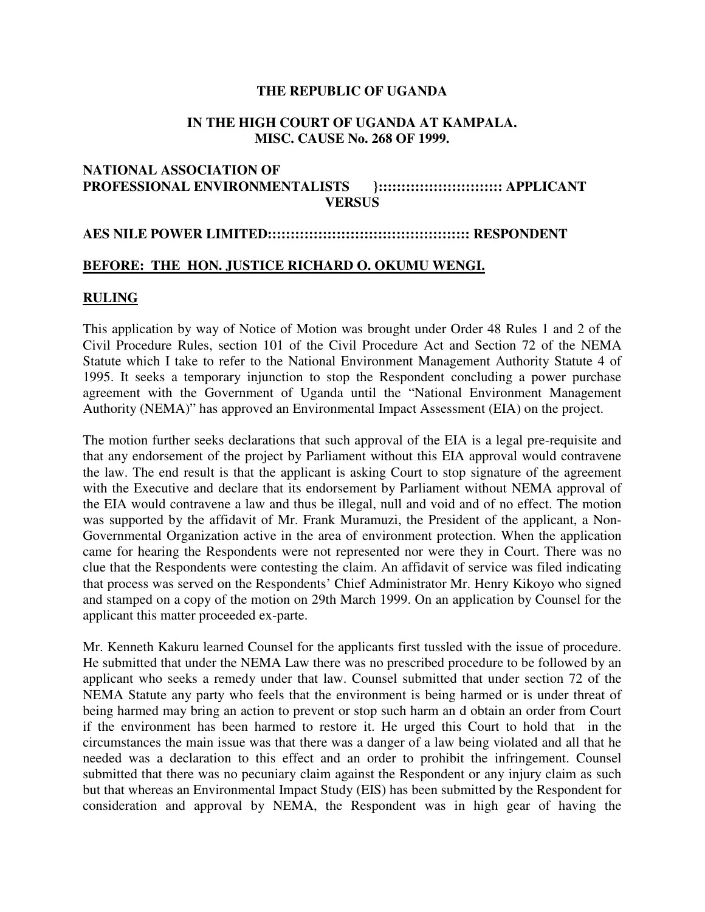**THE REPUBLIC OF UGANDA**

**IN THE HIGH COURT OF UGANDA AT KAMPALA.**
**MISC. CAUSE No. 268 OF 1999.**

**NATIONAL ASSOCIATION OF PROFESSIONAL ENVIRONMENTALISTS }:::::::::::::::::::::::::: APPLICANT**

**VERSUS**

**AES NILE POWER LIMITED:::::::::::::::::::::::::::::::::::::::::::: RESPONDENT**

**BEFORE: THE HON. JUSTICE RICHARD O. OKUMU WENGI.**

**RULING**

This application by way of Notice of Motion was brought under Order 48 Rules 1 and 2 of the Civil Procedure Rules, section 101 of the Civil Procedure Act and Section 72 of the NEMA Statute which I take to refer to the National Environment Management Authority Statute 4 of 1995. It seeks a temporary injunction to stop the Respondent concluding a power purchase agreement with the Government of Uganda until the "National Environment Management Authority (NEMA)" has approved an Environmental Impact Assessment (EIA) on the project.

The motion further seeks declarations that such approval of the EIA is a legal pre-requisite and that any endorsement of the project by Parliament without this EIA approval would contravene the law. The end result is that the applicant is asking Court to stop signature of the agreement with the Executive and declare that its endorsement by Parliament without NEMA approval of the EIA would contravene a law and thus be illegal, null and void and of no effect. The motion was supported by the affidavit of Mr. Frank Muramuzi, the President of the applicant, a Non-Governmental Organization active in the area of environment protection. When the application came for hearing the Respondents were not represented nor were they in Court. There was no clue that the Respondents were contesting the claim. An affidavit of service was filed indicating that process was served on the Respondents' Chief Administrator Mr. Henry Kikoyo who signed and stamped on a copy of the motion on 29th March 1999. On an application by Counsel for the applicant this matter proceeded ex-parte.

Mr. Kenneth Kakuru learned Counsel for the applicants first tussled with the issue of procedure. He submitted that under the NEMA Law there was no prescribed procedure to be followed by an applicant who seeks a remedy under that law. Counsel submitted that under section 72 of the NEMA Statute any party who feels that the environment is being harmed or is under threat of being harmed may bring an action to prevent or stop such harm an d obtain an order from Court if the environment has been harmed to restore it. He urged this Court to hold that in the circumstances the main issue was that there was a danger of a law being violated and all that he needed was a declaration to this effect and an order to prohibit the infringement. Counsel submitted that there was no pecuniary claim against the Respondent or any injury claim as such but that whereas an Environmental Impact Study (EIS) has been submitted by the Respondent for consideration and approval by NEMA, the Respondent was in high gear of having the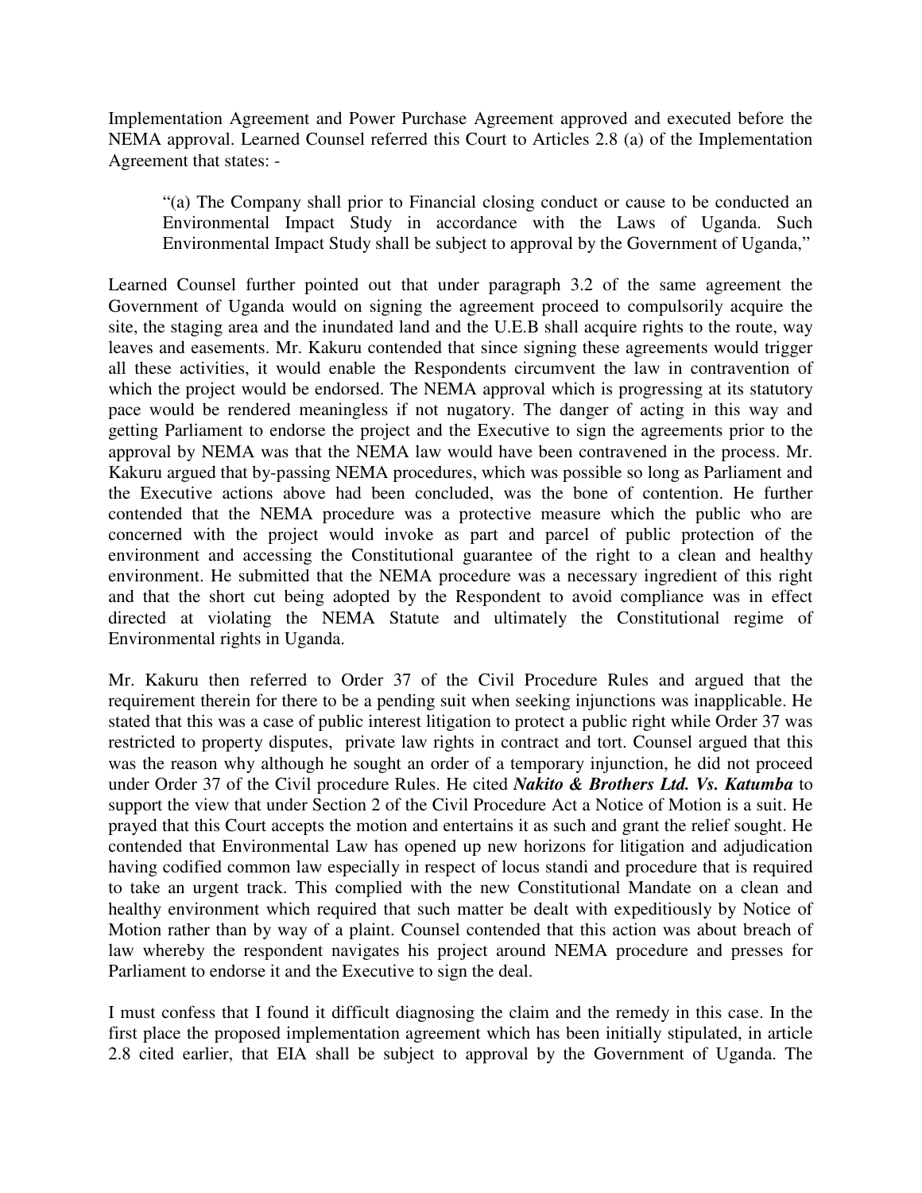Implementation Agreement and Power Purchase Agreement approved and executed before the NEMA approval. Learned Counsel referred this Court to Articles 2.8 (a) of the Implementation Agreement that states: -

> "(a) The Company shall prior to Financial closing conduct or cause to be conducted an Environmental Impact Study in accordance with the Laws of Uganda. Such Environmental Impact Study shall be subject to approval by the Government of Uganda,"

Learned Counsel further pointed out that under paragraph 3.2 of the same agreement the Government of Uganda would on signing the agreement proceed to compulsorily acquire the site, the staging area and the inundated land and the U.E.B shall acquire rights to the route, way leaves and easements. Mr. Kakuru contended that since signing these agreements would trigger all these activities, it would enable the Respondents circumvent the law in contravention of which the project would be endorsed. The NEMA approval which is progressing at its statutory pace would be rendered meaningless if not nugatory. The danger of acting in this way and getting Parliament to endorse the project and the Executive to sign the agreements prior to the approval by NEMA was that the NEMA law would have been contravened in the process. Mr. Kakuru argued that by-passing NEMA procedures, which was possible so long as Parliament and the Executive actions above had been concluded, was the bone of contention. He further contended that the NEMA procedure was a protective measure which the public who are concerned with the project would invoke as part and parcel of public protection of the environment and accessing the Constitutional guarantee of the right to a clean and healthy environment. He submitted that the NEMA procedure was a necessary ingredient of this right and that the short cut being adopted by the Respondent to avoid compliance was in effect directed at violating the NEMA Statute and ultimately the Constitutional regime of Environmental rights in Uganda.

Mr. Kakuru then referred to Order 37 of the Civil Procedure Rules and argued that the requirement therein for there to be a pending suit when seeking injunctions was inapplicable. He stated that this was a case of public interest litigation to protect a public right while Order 37 was restricted to property disputes, private law rights in contract and tort. Counsel argued that this was the reason why although he sought an order of a temporary injunction, he did not proceed under Order 37 of the Civil procedure Rules. He cited ***Nakito & Brothers Ltd. Vs. Katumba*** to support the view that under Section 2 of the Civil Procedure Act a Notice of Motion is a suit. He prayed that this Court accepts the motion and entertains it as such and grant the relief sought. He contended that Environmental Law has opened up new horizons for litigation and adjudication having codified common law especially in respect of locus standi and procedure that is required to take an urgent track. This complied with the new Constitutional Mandate on a clean and healthy environment which required that such matter be dealt with expeditiously by Notice of Motion rather than by way of a plaint. Counsel contended that this action was about breach of law whereby the respondent navigates his project around NEMA procedure and presses for Parliament to endorse it and the Executive to sign the deal.

I must confess that I found it difficult diagnosing the claim and the remedy in this case. In the first place the proposed implementation agreement which has been initially stipulated, in article 2.8 cited earlier, that EIA shall be subject to approval by the Government of Uganda. The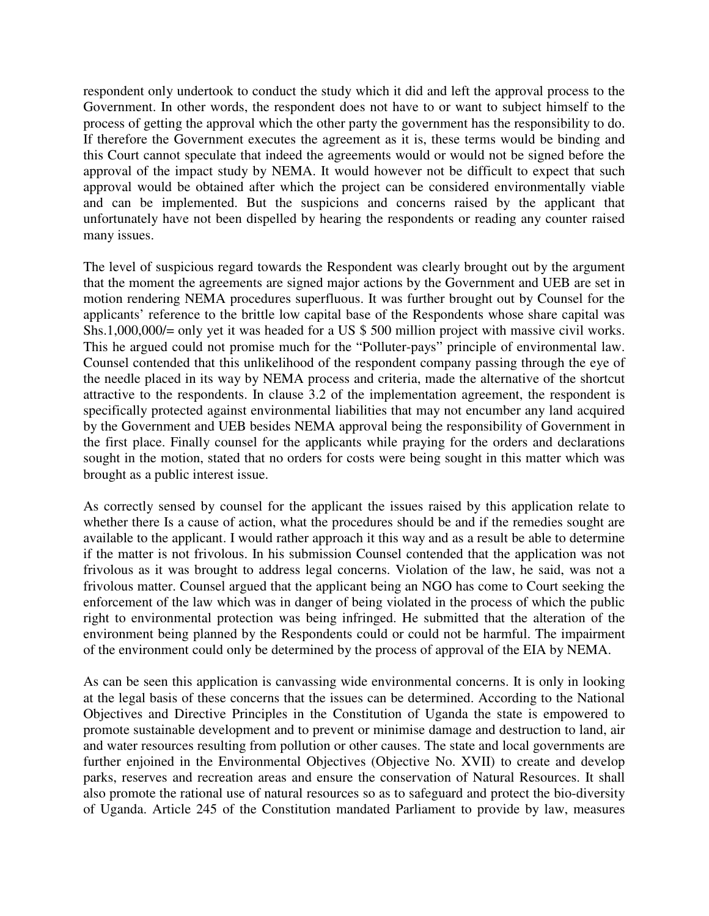respondent only undertook to conduct the study which it did and left the approval process to the Government. In other words, the respondent does not have to or want to subject himself to the process of getting the approval which the other party the government has the responsibility to do. If therefore the Government executes the agreement as it is, these terms would be binding and this Court cannot speculate that indeed the agreements would or would not be signed before the approval of the impact study by NEMA. It would however not be difficult to expect that such approval would be obtained after which the project can be considered environmentally viable and can be implemented. But the suspicions and concerns raised by the applicant that unfortunately have not been dispelled by hearing the respondents or reading any counter raised many issues.

The level of suspicious regard towards the Respondent was clearly brought out by the argument that the moment the agreements are signed major actions by the Government and UEB are set in motion rendering NEMA procedures superfluous. It was further brought out by Counsel for the applicants' reference to the brittle low capital base of the Respondents whose share capital was Shs.1,000,000/= only yet it was headed for a US $ 500 million project with massive civil works. This he argued could not promise much for the "Polluter-pays" principle of environmental law. Counsel contended that this unlikelihood of the respondent company passing through the eye of the needle placed in its way by NEMA process and criteria, made the alternative of the shortcut attractive to the respondents. In clause 3.2 of the implementation agreement, the respondent is specifically protected against environmental liabilities that may not encumber any land acquired by the Government and UEB besides NEMA approval being the responsibility of Government in the first place. Finally counsel for the applicants while praying for the orders and declarations sought in the motion, stated that no orders for costs were being sought in this matter which was brought as a public interest issue.

As correctly sensed by counsel for the applicant the issues raised by this application relate to whether there Is a cause of action, what the procedures should be and if the remedies sought are available to the applicant. I would rather approach it this way and as a result be able to determine if the matter is not frivolous. In his submission Counsel contended that the application was not frivolous as it was brought to address legal concerns. Violation of the law, he said, was not a frivolous matter. Counsel argued that the applicant being an NGO has come to Court seeking the enforcement of the law which was in danger of being violated in the process of which the public right to environmental protection was being infringed. He submitted that the alteration of the environment being planned by the Respondents could or could not be harmful. The impairment of the environment could only be determined by the process of approval of the EIA by NEMA.

As can be seen this application is canvassing wide environmental concerns. It is only in looking at the legal basis of these concerns that the issues can be determined. According to the National Objectives and Directive Principles in the Constitution of Uganda the state is empowered to promote sustainable development and to prevent or minimise damage and destruction to land, air and water resources resulting from pollution or other causes. The state and local governments are further enjoined in the Environmental Objectives (Objective No. XVII) to create and develop parks, reserves and recreation areas and ensure the conservation of Natural Resources. It shall also promote the rational use of natural resources so as to safeguard and protect the bio-diversity of Uganda. Article 245 of the Constitution mandated Parliament to provide by law, measures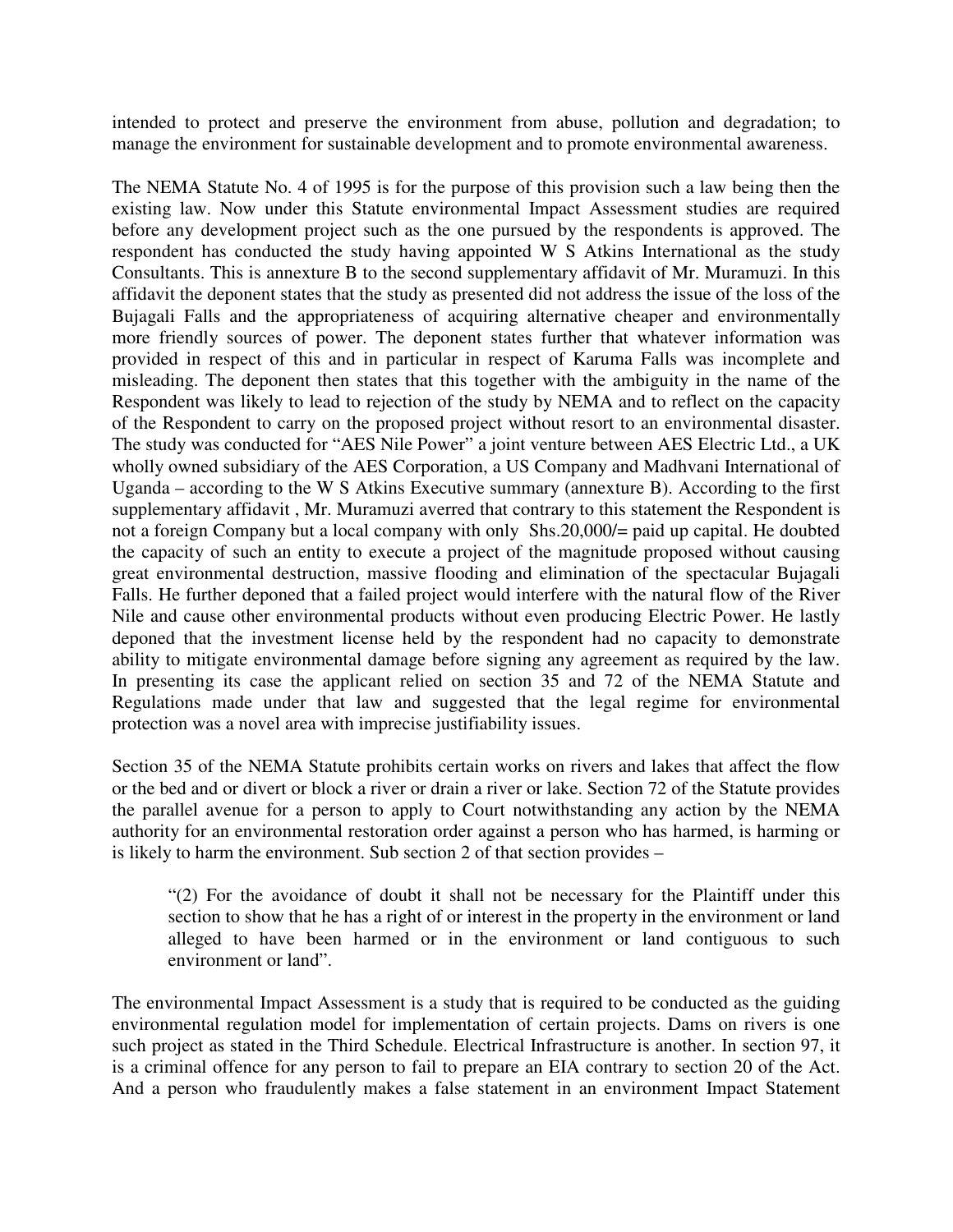intended to protect and preserve the environment from abuse, pollution and degradation; to manage the environment for sustainable development and to promote environmental awareness.

The NEMA Statute No. 4 of 1995 is for the purpose of this provision such a law being then the existing law. Now under this Statute environmental Impact Assessment studies are required before any development project such as the one pursued by the respondents is approved. The respondent has conducted the study having appointed W S Atkins International as the study Consultants. This is annexture B to the second supplementary affidavit of Mr. Muramuzi. In this affidavit the deponent states that the study as presented did not address the issue of the loss of the Bujagali Falls and the appropriateness of acquiring alternative cheaper and environmentally more friendly sources of power. The deponent states further that whatever information was provided in respect of this and in particular in respect of Karuma Falls was incomplete and misleading. The deponent then states that this together with the ambiguity in the name of the Respondent was likely to lead to rejection of the study by NEMA and to reflect on the capacity of the Respondent to carry on the proposed project without resort to an environmental disaster. The study was conducted for "AES Nile Power" a joint venture between AES Electric Ltd., a UK wholly owned subsidiary of the AES Corporation, a US Company and Madhvani International of Uganda – according to the W S Atkins Executive summary (annexture B). According to the first supplementary affidavit , Mr. Muramuzi averred that contrary to this statement the Respondent is not a foreign Company but a local company with only Shs.20,000/= paid up capital. He doubted the capacity of such an entity to execute a project of the magnitude proposed without causing great environmental destruction, massive flooding and elimination of the spectacular Bujagali Falls. He further deponed that a failed project would interfere with the natural flow of the River Nile and cause other environmental products without even producing Electric Power. He lastly deponed that the investment license held by the respondent had no capacity to demonstrate ability to mitigate environmental damage before signing any agreement as required by the law. In presenting its case the applicant relied on section 35 and 72 of the NEMA Statute and Regulations made under that law and suggested that the legal regime for environmental protection was a novel area with imprecise justifiability issues.

Section 35 of the NEMA Statute prohibits certain works on rivers and lakes that affect the flow or the bed and or divert or block a river or drain a river or lake. Section 72 of the Statute provides the parallel avenue for a person to apply to Court notwithstanding any action by the NEMA authority for an environmental restoration order against a person who has harmed, is harming or is likely to harm the environment. Sub section 2 of that section provides –

> "(2) For the avoidance of doubt it shall not be necessary for the Plaintiff under this section to show that he has a right of or interest in the property in the environment or land alleged to have been harmed or in the environment or land contiguous to such environment or land".

The environmental Impact Assessment is a study that is required to be conducted as the guiding environmental regulation model for implementation of certain projects. Dams on rivers is one such project as stated in the Third Schedule. Electrical Infrastructure is another. In section 97, it is a criminal offence for any person to fail to prepare an EIA contrary to section 20 of the Act. And a person who fraudulently makes a false statement in an environment Impact Statement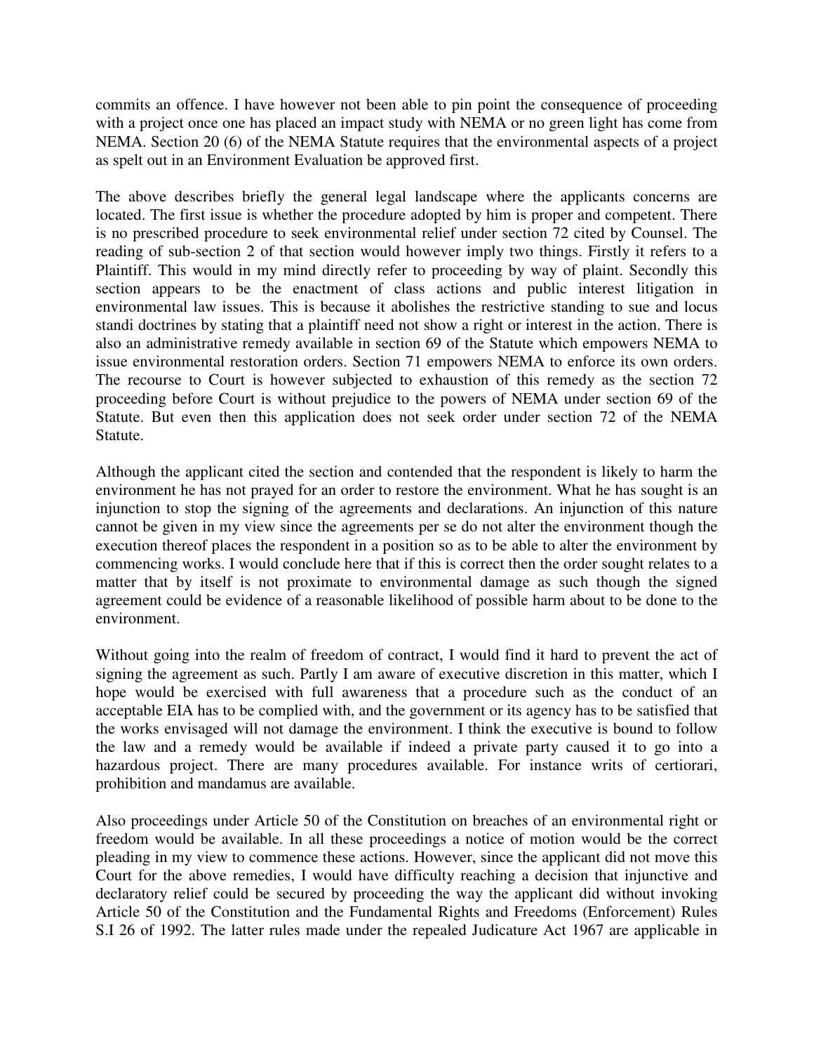commits an offence. I have however not been able to pin point the consequence of proceeding with a project once one has placed an impact study with NEMA or no green light has come from NEMA. Section 20 (6) of the NEMA Statute requires that the environmental aspects of a project as spelt out in an Environment Evaluation be approved first.

The above describes briefly the general legal landscape where the applicants concerns are located. The first issue is whether the procedure adopted by him is proper and competent. There is no prescribed procedure to seek environmental relief under section 72 cited by Counsel. The reading of sub-section 2 of that section would however imply two things. Firstly it refers to a Plaintiff. This would in my mind directly refer to proceeding by way of plaint. Secondly this section appears to be the enactment of class actions and public interest litigation in environmental law issues. This is because it abolishes the restrictive standing to sue and locus standi doctrines by stating that a plaintiff need not show a right or interest in the action. There is also an administrative remedy available in section 69 of the Statute which empowers NEMA to issue environmental restoration orders. Section 71 empowers NEMA to enforce its own orders. The recourse to Court is however subjected to exhaustion of this remedy as the section 72 proceeding before Court is without prejudice to the powers of NEMA under section 69 of the Statute. But even then this application does not seek order under section 72 of the NEMA Statute.

Although the applicant cited the section and contended that the respondent is likely to harm the environment he has not prayed for an order to restore the environment. What he has sought is an injunction to stop the signing of the agreements and declarations. An injunction of this nature cannot be given in my view since the agreements per se do not alter the environment though the execution thereof places the respondent in a position so as to be able to alter the environment by commencing works. I would conclude here that if this is correct then the order sought relates to a matter that by itself is not proximate to environmental damage as such though the signed agreement could be evidence of a reasonable likelihood of possible harm about to be done to the environment.

Without going into the realm of freedom of contract, I would find it hard to prevent the act of signing the agreement as such. Partly I am aware of executive discretion in this matter, which I hope would be exercised with full awareness that a procedure such as the conduct of an acceptable EIA has to be complied with, and the government or its agency has to be satisfied that the works envisaged will not damage the environment. I think the executive is bound to follow the law and a remedy would be available if indeed a private party caused it to go into a hazardous project. There are many procedures available. For instance writs of certiorari, prohibition and mandamus are available.

Also proceedings under Article 50 of the Constitution on breaches of an environmental right or freedom would be available. In all these proceedings a notice of motion would be the correct pleading in my view to commence these actions. However, since the applicant did not move this Court for the above remedies, I would have difficulty reaching a decision that injunctive and declaratory relief could be secured by proceeding the way the applicant did without invoking Article 50 of the Constitution and the Fundamental Rights and Freedoms (Enforcement) Rules S.I 26 of 1992. The latter rules made under the repealed Judicature Act 1967 are applicable in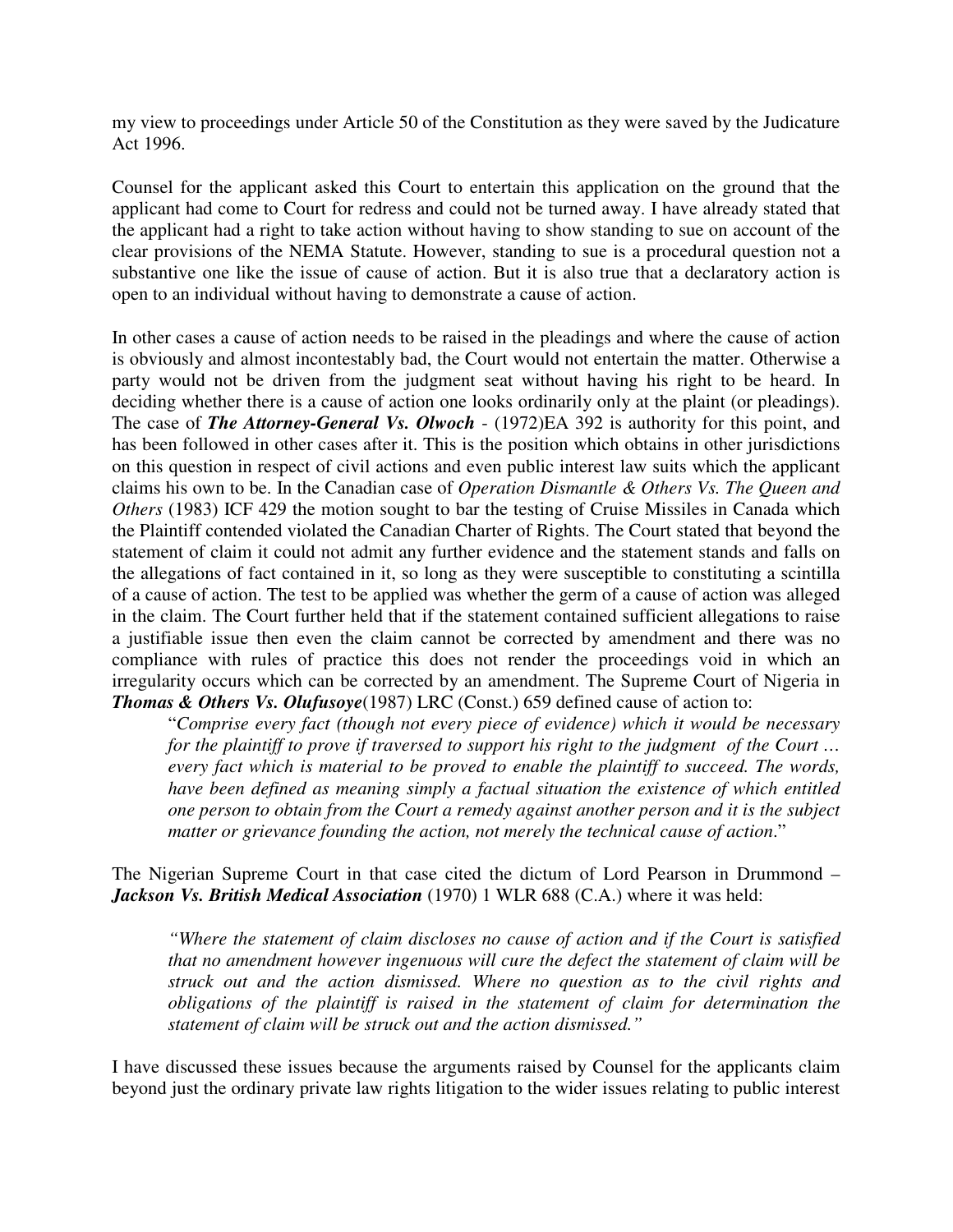my view to proceedings under Article 50 of the Constitution as they were saved by the Judicature Act 1996.

Counsel for the applicant asked this Court to entertain this application on the ground that the applicant had come to Court for redress and could not be turned away. I have already stated that the applicant had a right to take action without having to show standing to sue on account of the clear provisions of the NEMA Statute. However, standing to sue is a procedural question not a substantive one like the issue of cause of action. But it is also true that a declaratory action is open to an individual without having to demonstrate a cause of action.

In other cases a cause of action needs to be raised in the pleadings and where the cause of action is obviously and almost incontestably bad, the Court would not entertain the matter. Otherwise a party would not be driven from the judgment seat without having his right to be heard. In deciding whether there is a cause of action one looks ordinarily only at the plaint (or pleadings). The case of ***The Attorney-General Vs. Olwoch*** - (1972)EA 392 is authority for this point, and has been followed in other cases after it. This is the position which obtains in other jurisdictions on this question in respect of civil actions and even public interest law suits which the applicant claims his own to be. In the Canadian case of *Operation Dismantle & Others Vs. The Queen and Others* (1983) ICF 429 the motion sought to bar the testing of Cruise Missiles in Canada which the Plaintiff contended violated the Canadian Charter of Rights. The Court stated that beyond the statement of claim it could not admit any further evidence and the statement stands and falls on the allegations of fact contained in it, so long as they were susceptible to constituting a scintilla of a cause of action. The test to be applied was whether the germ of a cause of action was alleged in the claim. The Court further held that if the statement contained sufficient allegations to raise a justifiable issue then even the claim cannot be corrected by amendment and there was no compliance with rules of practice this does not render the proceedings void in which an irregularity occurs which can be corrected by an amendment. The Supreme Court of Nigeria in ***Thomas & Others Vs. Olufusoye***(1987) LRC (Const.) 659 defined cause of action to:

> "*Comprise every fact (though not every piece of evidence) which it would be necessary for the plaintiff to prove if traversed to support his right to the judgment of the Court … every fact which is material to be proved to enable the plaintiff to succeed. The words, have been defined as meaning simply a factual situation the existence of which entitled one person to obtain from the Court a remedy against another person and it is the subject matter or grievance founding the action, not merely the technical cause of action*."

The Nigerian Supreme Court in that case cited the dictum of Lord Pearson in Drummond – ***Jackson Vs. British Medical Association*** (1970) 1 WLR 688 (C.A.) where it was held:

> *"Where the statement of claim discloses no cause of action and if the Court is satisfied that no amendment however ingenuous will cure the defect the statement of claim will be struck out and the action dismissed. Where no question as to the civil rights and obligations of the plaintiff is raised in the statement of claim for determination the statement of claim will be struck out and the action dismissed."*

I have discussed these issues because the arguments raised by Counsel for the applicants claim beyond just the ordinary private law rights litigation to the wider issues relating to public interest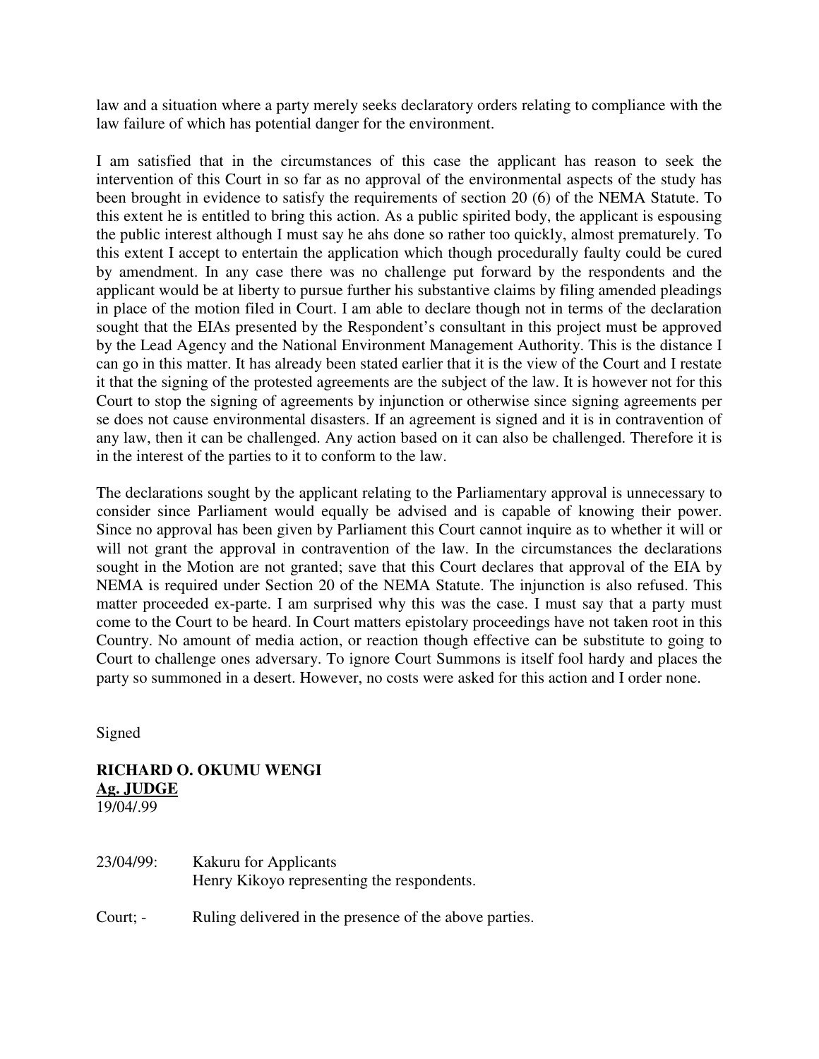law and a situation where a party merely seeks declaratory orders relating to compliance with the law failure of which has potential danger for the environment.

I am satisfied that in the circumstances of this case the applicant has reason to seek the intervention of this Court in so far as no approval of the environmental aspects of the study has been brought in evidence to satisfy the requirements of section 20 (6) of the NEMA Statute. To this extent he is entitled to bring this action. As a public spirited body, the applicant is espousing the public interest although I must say he ahs done so rather too quickly, almost prematurely. To this extent I accept to entertain the application which though procedurally faulty could be cured by amendment. In any case there was no challenge put forward by the respondents and the applicant would be at liberty to pursue further his substantive claims by filing amended pleadings in place of the motion filed in Court. I am able to declare though not in terms of the declaration sought that the EIAs presented by the Respondent's consultant in this project must be approved by the Lead Agency and the National Environment Management Authority. This is the distance I can go in this matter. It has already been stated earlier that it is the view of the Court and I restate it that the signing of the protested agreements are the subject of the law. It is however not for this Court to stop the signing of agreements by injunction or otherwise since signing agreements per se does not cause environmental disasters. If an agreement is signed and it is in contravention of any law, then it can be challenged. Any action based on it can also be challenged. Therefore it is in the interest of the parties to it to conform to the law.

The declarations sought by the applicant relating to the Parliamentary approval is unnecessary to consider since Parliament would equally be advised and is capable of knowing their power. Since no approval has been given by Parliament this Court cannot inquire as to whether it will or will not grant the approval in contravention of the law. In the circumstances the declarations sought in the Motion are not granted; save that this Court declares that approval of the EIA by NEMA is required under Section 20 of the NEMA Statute. The injunction is also refused. This matter proceeded ex-parte. I am surprised why this was the case. I must say that a party must come to the Court to be heard. In Court matters epistolary proceedings have not taken root in this Country. No amount of media action, or reaction though effective can be substitute to going to Court to challenge ones adversary. To ignore Court Summons is itself fool hardy and places the party so summoned in a desert. However, no costs were asked for this action and I order none.

Signed

**RICHARD O. OKUMU WENGI**
**Ag. JUDGE**
19/04/.99

23/04/99: Kakuru for Applicants
Henry Kikoyo representing the respondents.

Court; - Ruling delivered in the presence of the above parties.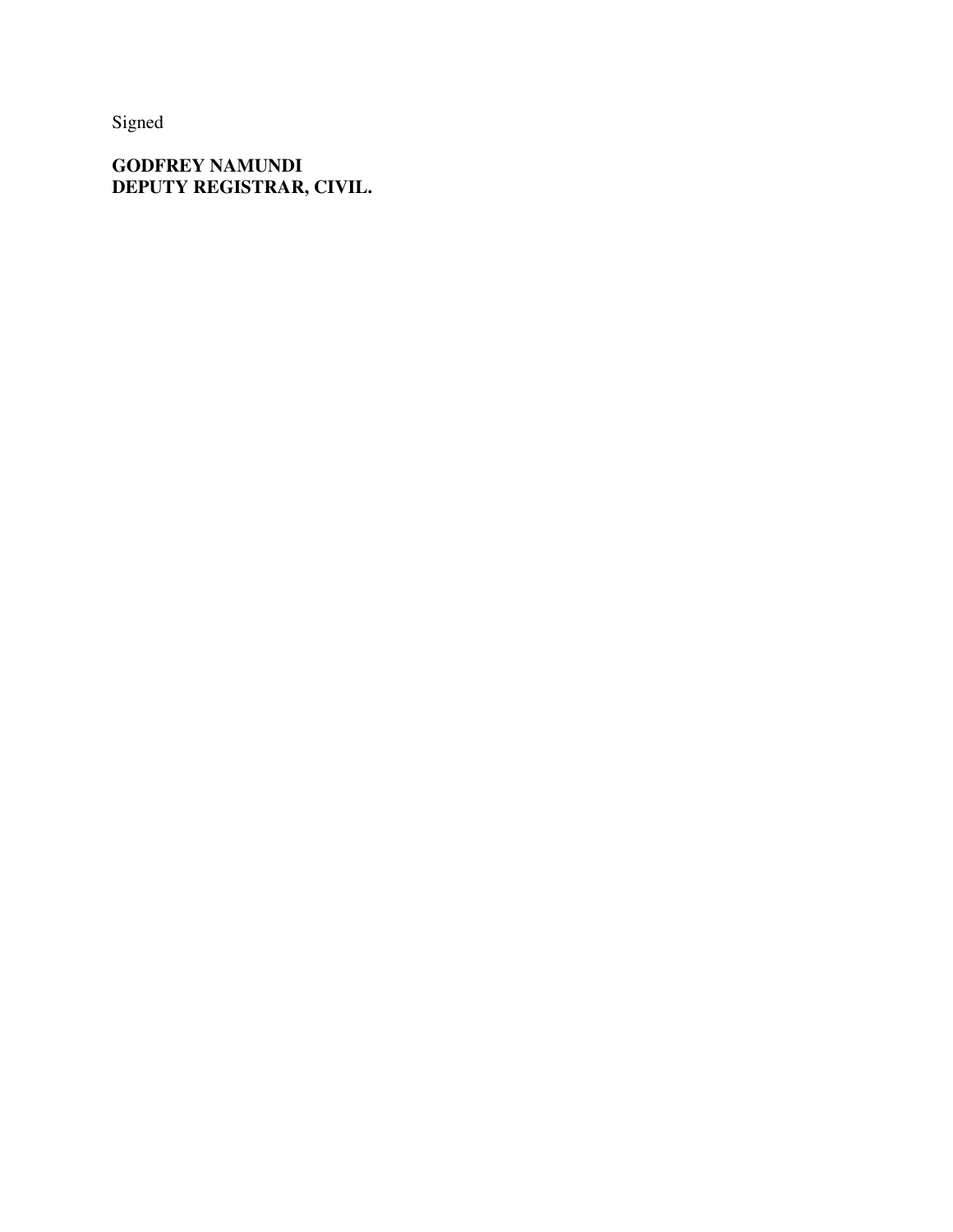Signed

**GODFREY NAMUNDI**
**DEPUTY REGISTRAR, CIVIL.**